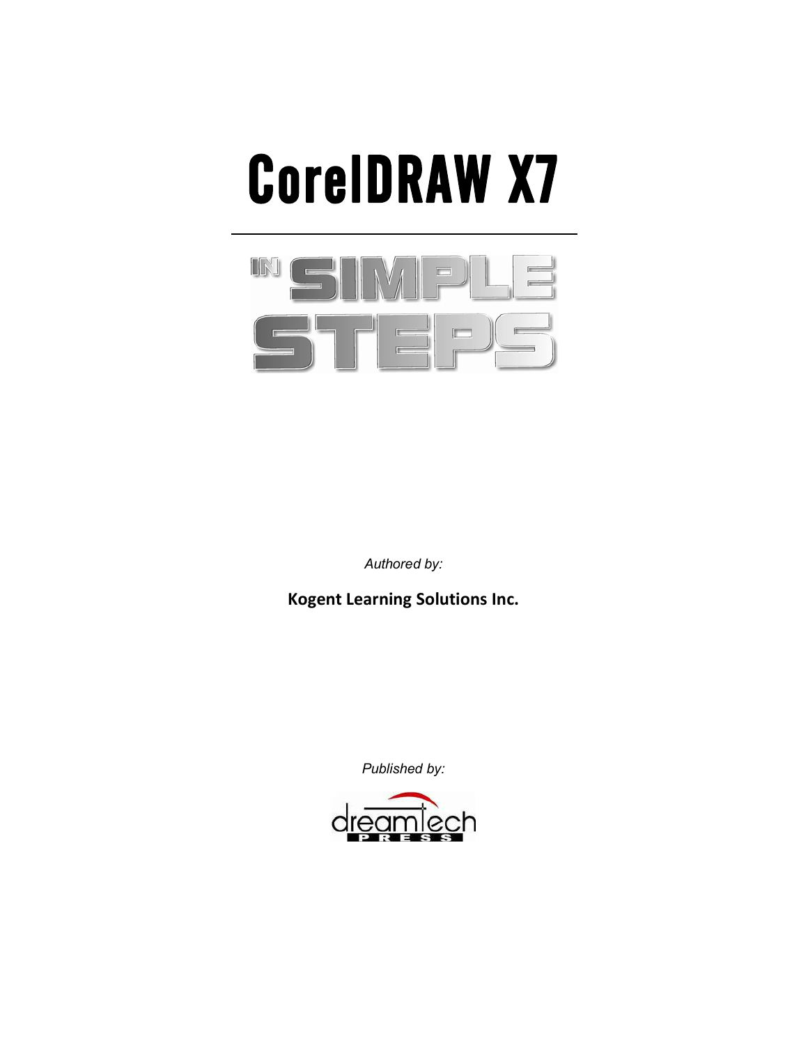# CorelDRAW X7

## IN SIMPLE STEPS

*Authored by:*

**Kogent Learning Solutions Inc.**

*Published by:*

dreamtech PRESS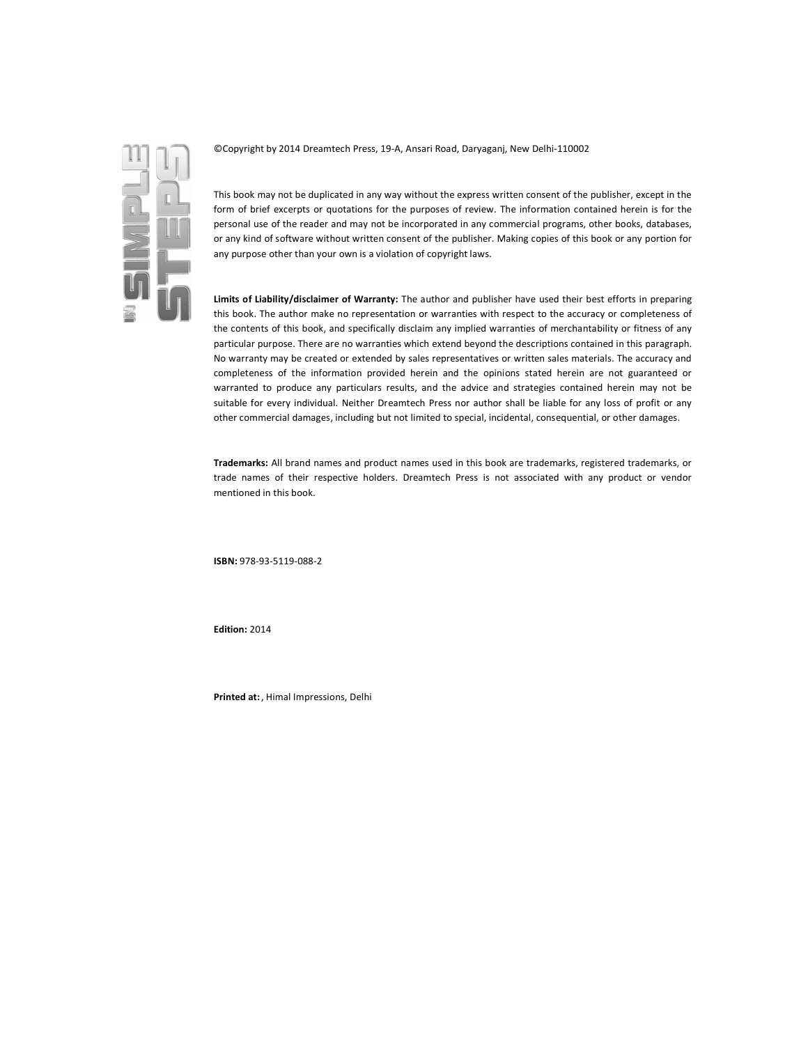©Copyright by 2014 Dreamtech Press, 19-A, Ansari Road, Daryaganj, New Delhi-110002

This book may not be duplicated in any way without the express written consent of the publisher, except in the form of brief excerpts or quotations for the purposes of review. The information contained herein is for the personal use of the reader and may not be incorporated in any commercial programs, other books, databases, or any kind of software without written consent of the publisher. Making copies of this book or any portion for any purpose other than your own is a violation of copyright laws.

**Limits of Liability/disclaimer of Warranty:** The author and publisher have used their best efforts in preparing this book. The author make no representation or warranties with respect to the accuracy or completeness of the contents of this book, and specifically disclaim any implied warranties of merchantability or fitness of any particular purpose. There are no warranties which extend beyond the descriptions contained in this paragraph. No warranty may be created or extended by sales representatives or written sales materials. The accuracy and completeness of the information provided herein and the opinions stated herein are not guaranteed or warranted to produce any particulars results, and the advice and strategies contained herein may not be suitable for every individual. Neither Dreamtech Press nor author shall be liable for any loss of profit or any other commercial damages, including but not limited to special, incidental, consequential, or other damages.

**Trademarks:** All brand names and product names used in this book are trademarks, registered trademarks, or trade names of their respective holders. Dreamtech Press is not associated with any product or vendor mentioned in this book.

**ISBN:** 978-93-5119-088-2

**Edition:** 2014

**Printed at:** , Himal Impressions, Delhi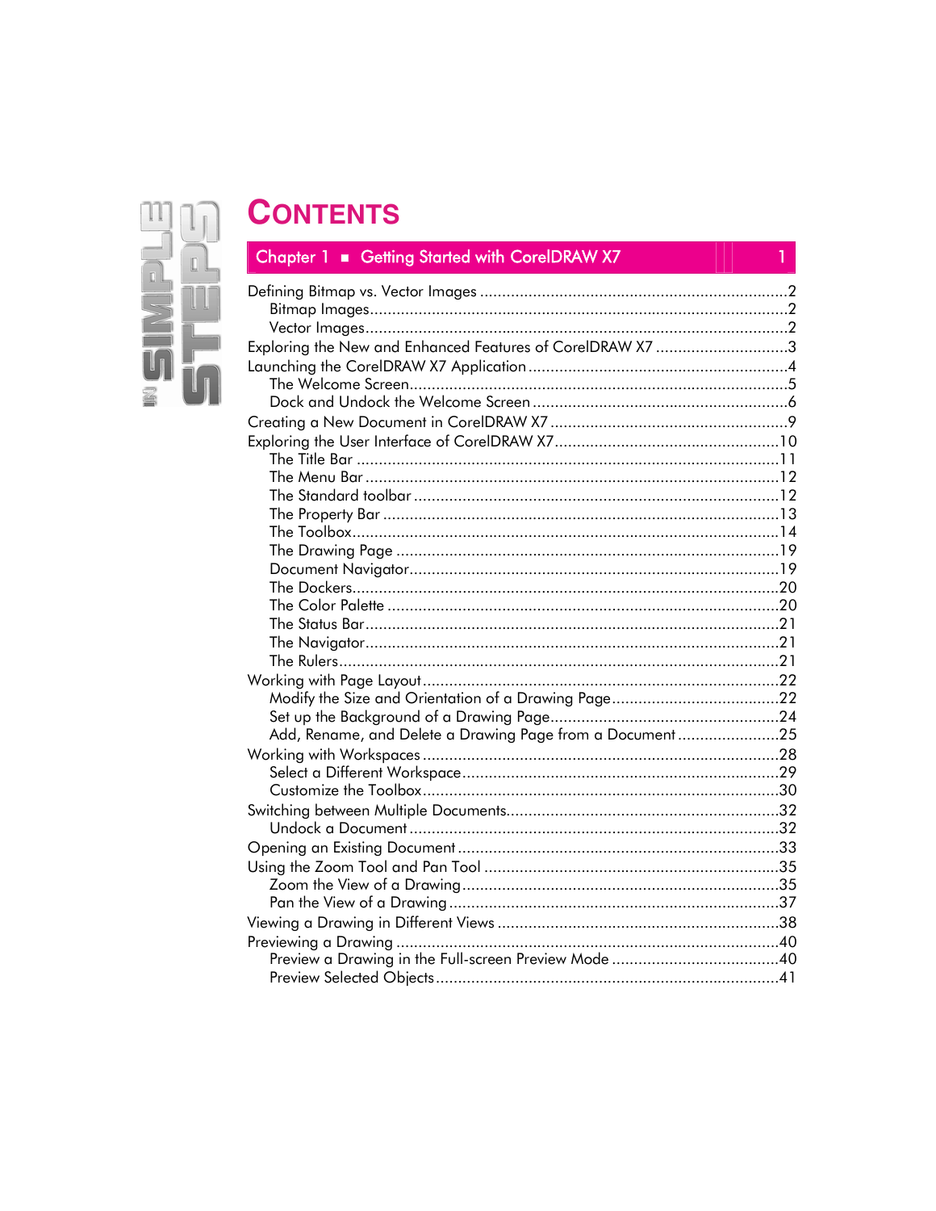# CONTENTS

## Chapter 1 ■ Getting Started with CorelDRAW X7 1

Defining Bitmap vs. Vector Images ....................................................................2
  Bitmap Images ..............................................................................................2
  Vector Images ...............................................................................................2
Exploring the New and Enhanced Features of CorelDRAW X7 ..............................3
Launching the CorelDRAW X7 Application ...........................................................4
  The Welcome Screen ......................................................................................5
  Dock and Undock the Welcome Screen ..........................................................6
Creating a New Document in CorelDRAW X7 .......................................................9
Exploring the User Interface of CorelDRAW X7 ...................................................10
  The Title Bar ................................................................................................11
  The Menu Bar ..............................................................................................12
  The Standard toolbar ...................................................................................12
  The Property Bar ..........................................................................................13
  The Toolbox .................................................................................................14
  The Drawing Page .......................................................................................19
  Document Navigator ....................................................................................19
  The Dockers .................................................................................................20
  The Color Palette .........................................................................................20
  The Status Bar ..............................................................................................21
  The Navigator ..............................................................................................21
  The Rulers ....................................................................................................21
Working with Page Layout .................................................................................22
  Modify the Size and Orientation of a Drawing Page ......................................22
  Set up the Background of a Drawing Page ....................................................24
  Add, Rename, and Delete a Drawing Page from a Document .......................25
Working with Workspaces .................................................................................28
  Select a Different Workspace ........................................................................29
  Customize the Toolbox .................................................................................30
Switching between Multiple Documents.............................................................32
  Undock a Document ....................................................................................32
Opening an Existing Document .........................................................................33
Using the Zoom Tool and Pan Tool ...................................................................35
  Zoom the View of a Drawing ........................................................................35
  Pan the View of a Drawing ...........................................................................37
Viewing a Drawing in Different Views ................................................................38
Previewing a Drawing .......................................................................................40
  Preview a Drawing in the Full-screen Preview Mode ......................................40
  Preview Selected Objects ..............................................................................41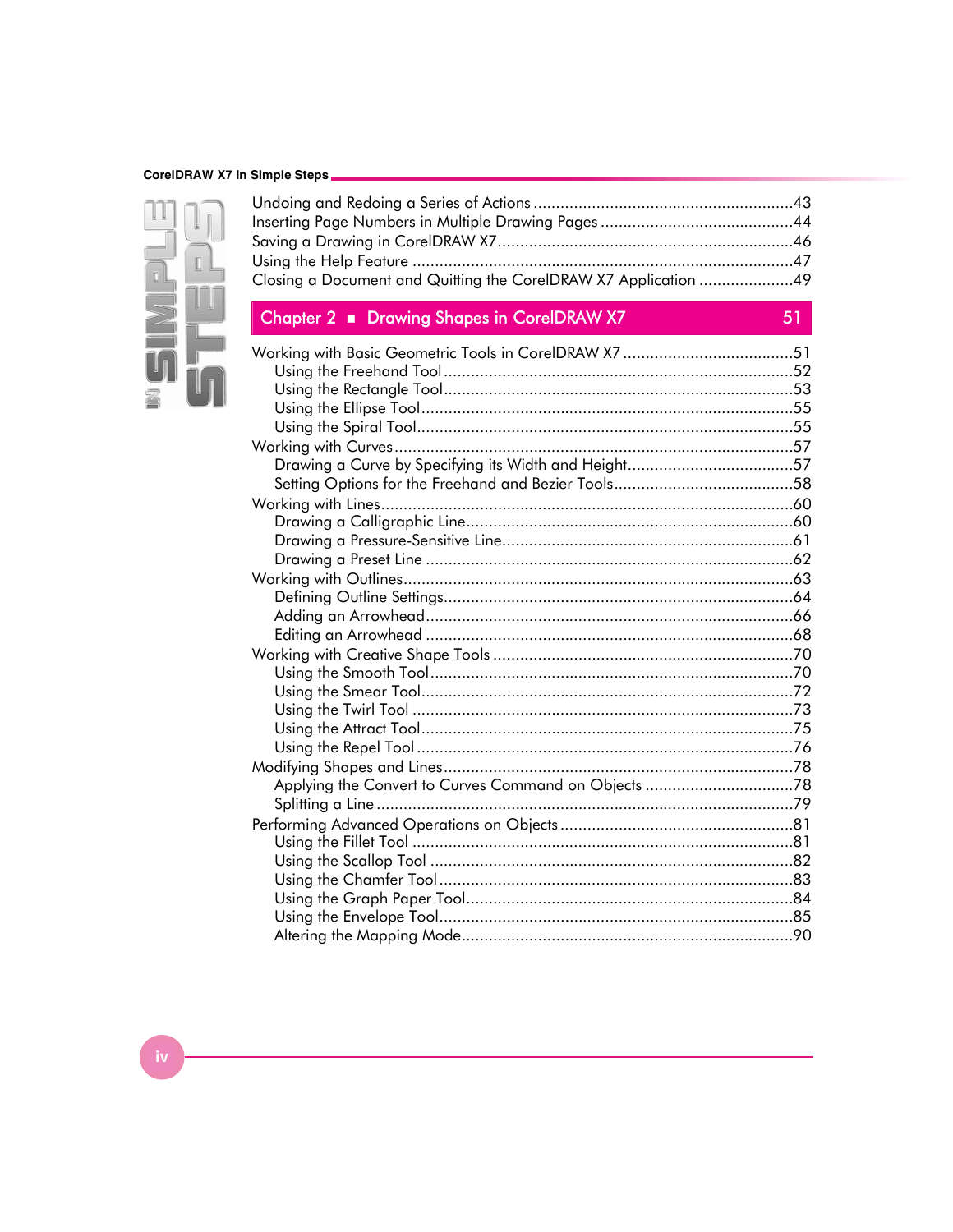Undoing and Redoing a Series of Actions ............................................................43
Inserting Page Numbers in Multiple Drawing Pages ............................................44
Saving a Drawing in CorelDRAW X7..................................................................46
Using the Help Feature .....................................................................................47
Closing a Document and Quitting the CorelDRAW X7 Application .....................49

## Chapter 2 ■ Drawing Shapes in CorelDRAW X7 51

Working with Basic Geometric Tools in CorelDRAW X7 .......................................51
- Using the Freehand Tool ..............................................................................52
- Using the Rectangle Tool..............................................................................53
- Using the Ellipse Tool...................................................................................55
- Using the Spiral Tool....................................................................................55

Working with Curves.........................................................................................57
- Drawing a Curve by Specifying its Width and Height......................................57
- Setting Options for the Freehand and Bezier Tools.........................................58

Working with Lines............................................................................................60
- Drawing a Calligraphic Line..........................................................................60
- Drawing a Pressure-Sensitive Line.................................................................61
- Drawing a Preset Line ..................................................................................62

Working with Outlines.......................................................................................63
- Defining Outline Settings..............................................................................64
- Adding an Arrowhead..................................................................................66
- Editing an Arrowhead ..................................................................................68

Working with Creative Shape Tools ...................................................................70
- Using the Smooth Tool.................................................................................70
- Using the Smear Tool...................................................................................72
- Using the Twirl Tool .....................................................................................73
- Using the Attract Tool...................................................................................75
- Using the Repel Tool ....................................................................................76

Modifying Shapes and Lines..............................................................................78
- Applying the Convert to Curves Command on Objects ..................................78
- Splitting a Line .............................................................................................79

Performing Advanced Operations on Objects ....................................................81
- Using the Fillet Tool .....................................................................................81
- Using the Scallop Tool .................................................................................82
- Using the Chamfer Tool...............................................................................83
- Using the Graph Paper Tool.........................................................................84
- Using the Envelope Tool...............................................................................85
- Altering the Mapping Mode..........................................................................90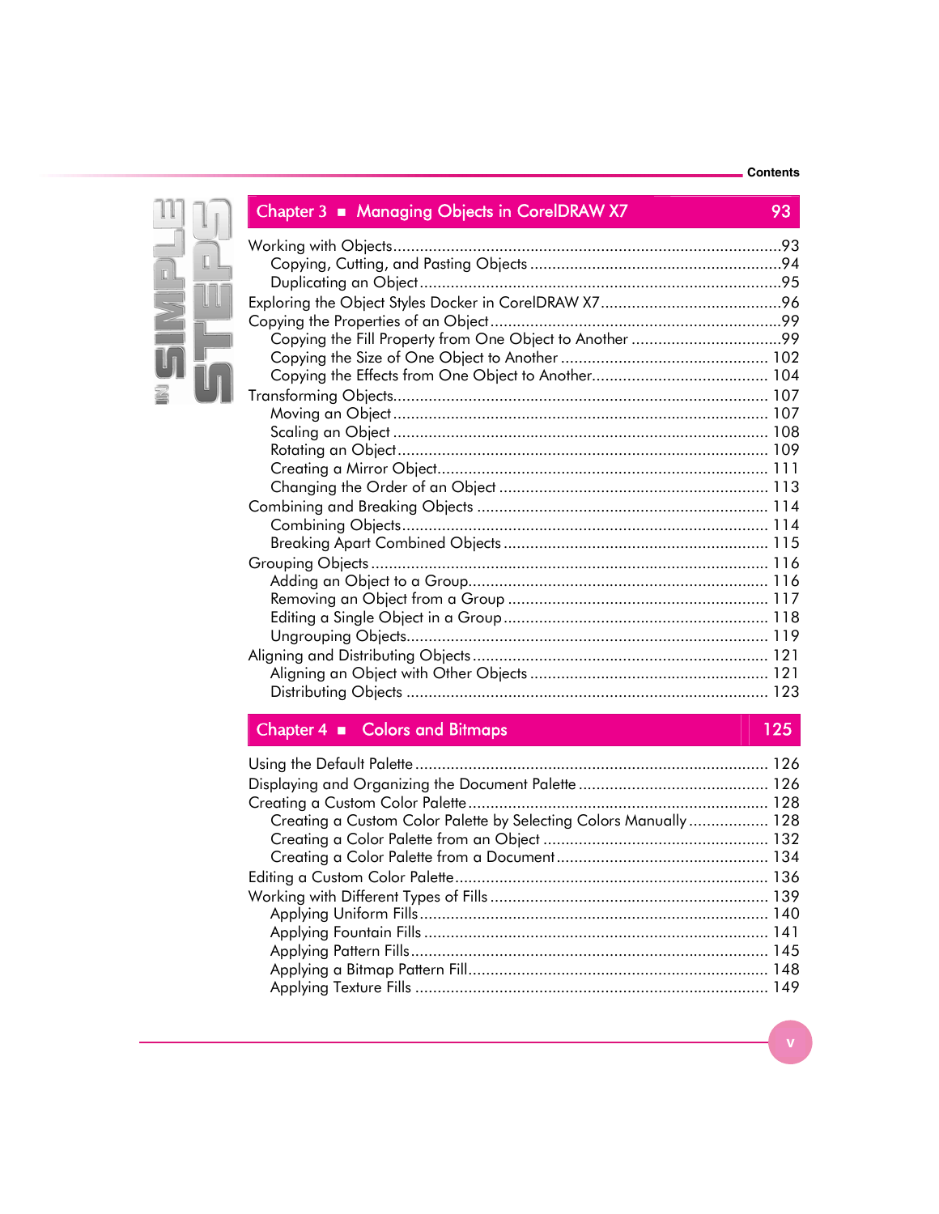## Chapter 3 ■ Managing Objects in CorelDRAW X7 — 93

Working with Objects ..... 93
- Copying, Cutting, and Pasting Objects ..... 94
- Duplicating an Object ..... 95

Exploring the Object Styles Docker in CorelDRAW X7 ..... 96

Copying the Properties of an Object ..... 99
- Copying the Fill Property from One Object to Another ..... 99
- Copying the Size of One Object to Another ..... 102
- Copying the Effects from One Object to Another ..... 104

Transforming Objects ..... 107
- Moving an Object ..... 107
- Scaling an Object ..... 108
- Rotating an Object ..... 109
- Creating a Mirror Object ..... 111
- Changing the Order of an Object ..... 113

Combining and Breaking Objects ..... 114
- Combining Objects ..... 114
- Breaking Apart Combined Objects ..... 115

Grouping Objects ..... 116
- Adding an Object to a Group ..... 116
- Removing an Object from a Group ..... 117
- Editing a Single Object in a Group ..... 118
- Ungrouping Objects ..... 119

Aligning and Distributing Objects ..... 121
- Aligning an Object with Other Objects ..... 121
- Distributing Objects ..... 123

## Chapter 4 ■ Colors and Bitmaps — 125

Using the Default Palette ..... 126

Displaying and Organizing the Document Palette ..... 126

Creating a Custom Color Palette ..... 128
- Creating a Custom Color Palette by Selecting Colors Manually ..... 128
- Creating a Color Palette from an Object ..... 132
- Creating a Color Palette from a Document ..... 134

Editing a Custom Color Palette ..... 136

Working with Different Types of Fills ..... 139
- Applying Uniform Fills ..... 140
- Applying Fountain Fills ..... 141
- Applying Pattern Fills ..... 145
- Applying a Bitmap Pattern Fill ..... 148
- Applying Texture Fills ..... 149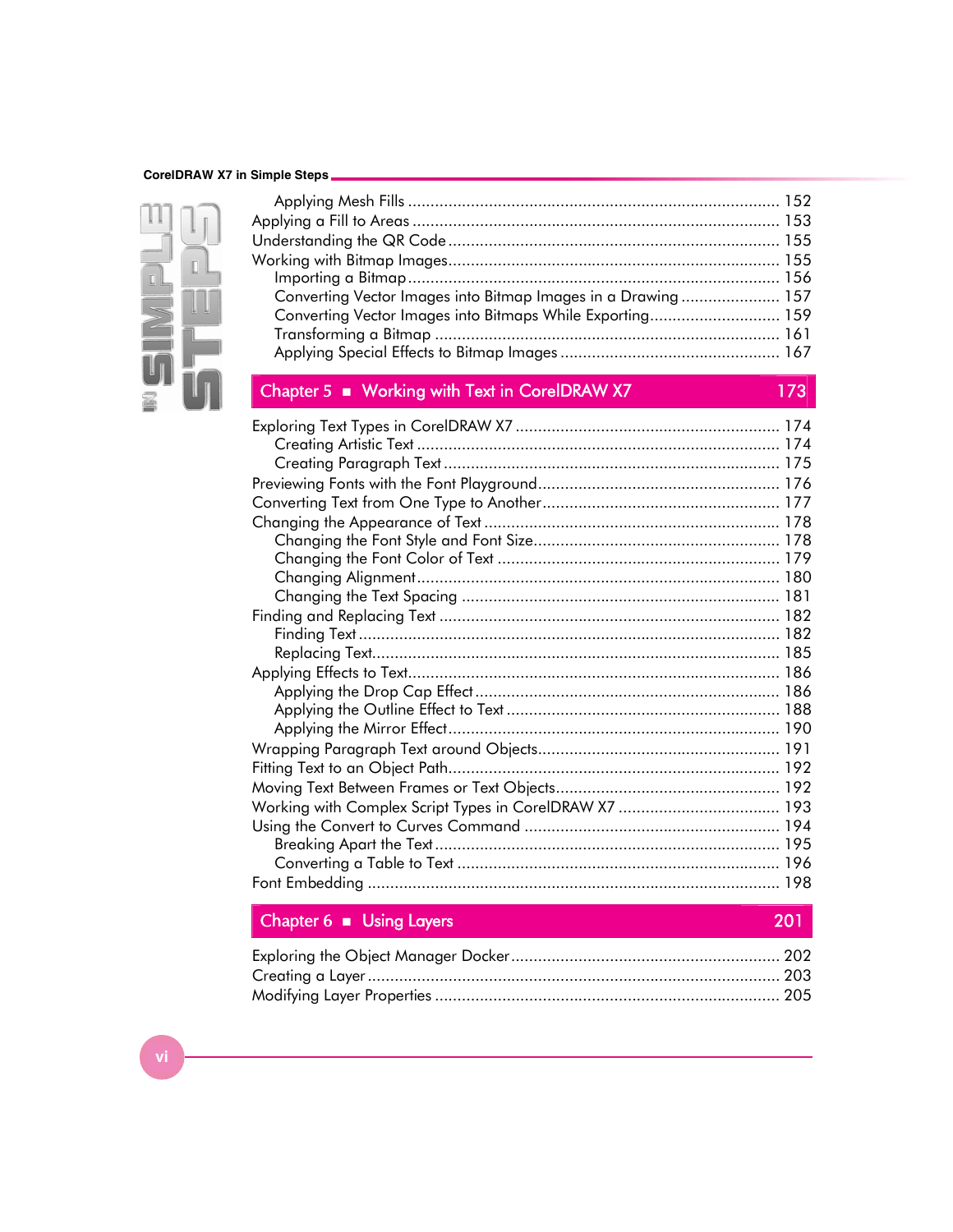- Applying Mesh Fills .......... 152

Applying a Fill to Areas .......... 153

Understanding the QR Code .......... 155

Working with Bitmap Images .......... 155

- Importing a Bitmap .......... 156
- Converting Vector Images into Bitmap Images in a Drawing .......... 157
- Converting Vector Images into Bitmaps While Exporting .......... 159
- Transforming a Bitmap .......... 161
- Applying Special Effects to Bitmap Images .......... 167

## Chapter 5 ■ Working with Text in CorelDRAW X7 — 173

Exploring Text Types in CorelDRAW X7 .......... 174

- Creating Artistic Text .......... 174
- Creating Paragraph Text .......... 175

Previewing Fonts with the Font Playground .......... 176

Converting Text from One Type to Another .......... 177

Changing the Appearance of Text .......... 178

- Changing the Font Style and Font Size .......... 178
- Changing the Font Color of Text .......... 179
- Changing Alignment .......... 180
- Changing the Text Spacing .......... 181

Finding and Replacing Text .......... 182

- Finding Text .......... 182
- Replacing Text .......... 185

Applying Effects to Text .......... 186

- Applying the Drop Cap Effect .......... 186
- Applying the Outline Effect to Text .......... 188
- Applying the Mirror Effect .......... 190

Wrapping Paragraph Text around Objects .......... 191

Fitting Text to an Object Path .......... 192

Moving Text Between Frames or Text Objects .......... 192

Working with Complex Script Types in CorelDRAW X7 .......... 193

Using the Convert to Curves Command .......... 194

- Breaking Apart the Text .......... 195
- Converting a Table to Text .......... 196

Font Embedding .......... 198

## Chapter 6 ■ Using Layers — 201

Exploring the Object Manager Docker .......... 202

Creating a Layer .......... 203

Modifying Layer Properties .......... 205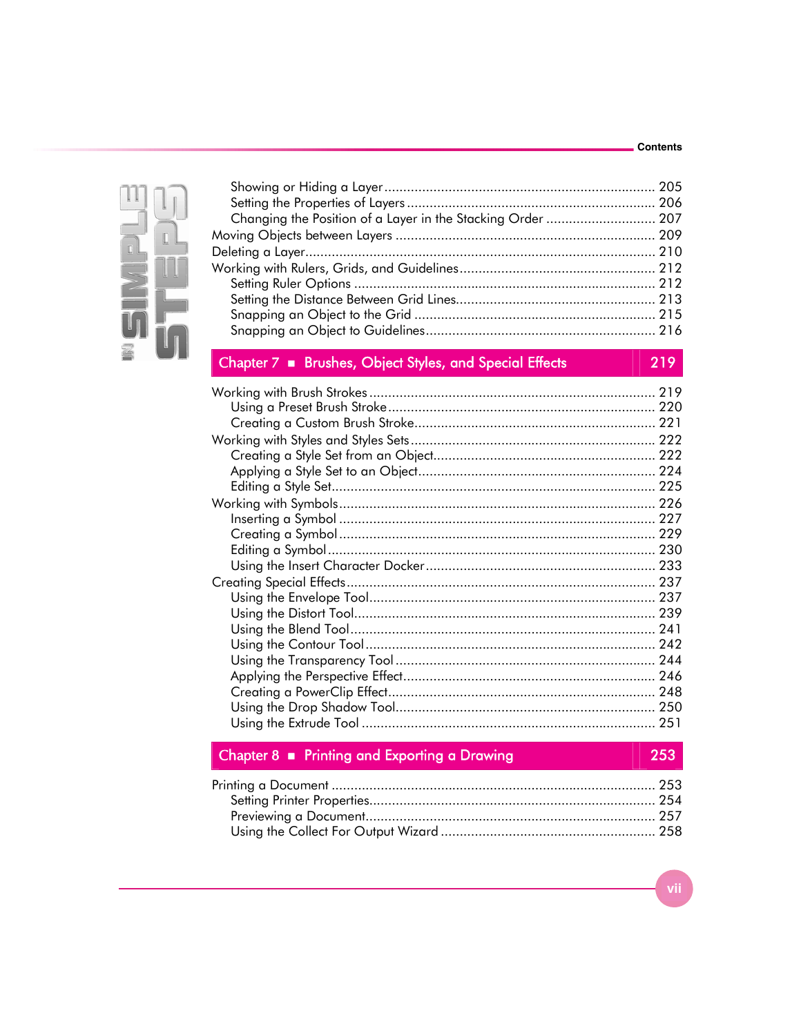- Showing or Hiding a Layer ........ 205
- Setting the Properties of Layers ........ 206
- Changing the Position of a Layer in the Stacking Order ........ 207

Moving Objects between Layers ........ 209

Deleting a Layer ........ 210

Working with Rulers, Grids, and Guidelines ........ 212

- Setting Ruler Options ........ 212
- Setting the Distance Between Grid Lines ........ 213
- Snapping an Object to the Grid ........ 215
- Snapping an Object to Guidelines ........ 216

## Chapter 7 ■ Brushes, Object Styles, and Special Effects — 219

Working with Brush Strokes ........ 219

- Using a Preset Brush Stroke ........ 220
- Creating a Custom Brush Stroke ........ 221

Working with Styles and Styles Sets ........ 222

- Creating a Style Set from an Object ........ 222
- Applying a Style Set to an Object ........ 224
- Editing a Style Set ........ 225

Working with Symbols ........ 226

- Inserting a Symbol ........ 227
- Creating a Symbol ........ 229
- Editing a Symbol ........ 230
- Using the Insert Character Docker ........ 233

Creating Special Effects ........ 237

- Using the Envelope Tool ........ 237
- Using the Distort Tool ........ 239
- Using the Blend Tool ........ 241
- Using the Contour Tool ........ 242
- Using the Transparency Tool ........ 244
- Applying the Perspective Effect ........ 246
- Creating a PowerClip Effect ........ 248
- Using the Drop Shadow Tool ........ 250
- Using the Extrude Tool ........ 251

## Chapter 8 ■ Printing and Exporting a Drawing — 253

Printing a Document ........ 253

- Setting Printer Properties ........ 254
- Previewing a Document ........ 257
- Using the Collect For Output Wizard ........ 258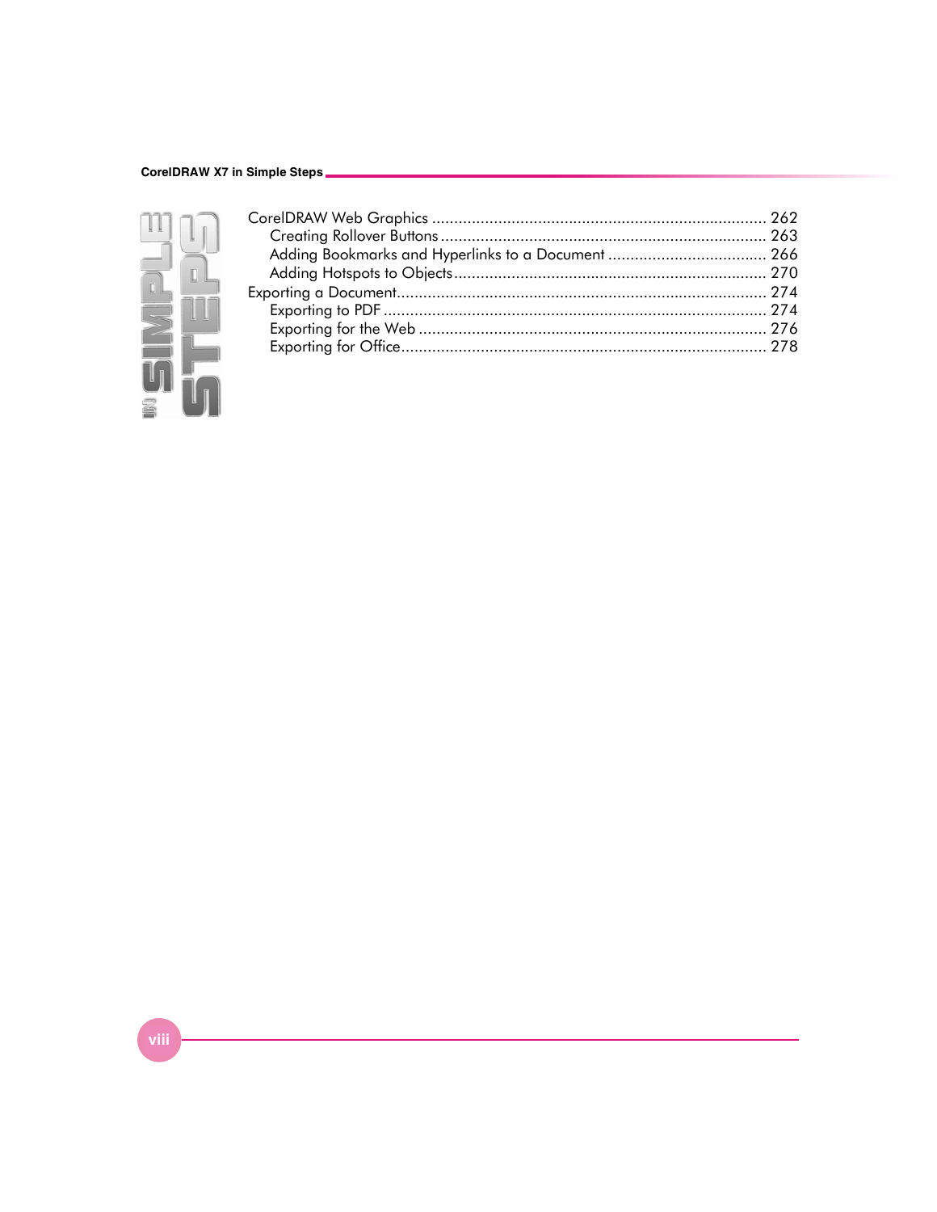CorelDRAW Web Graphics ........................................................................... 262
- Creating Rollover Buttons ........................................................................ 263
- Adding Bookmarks and Hyperlinks to a Document .................................... 266
- Adding Hotspots to Objects ...................................................................... 270

Exporting a Document.................................................................................. 274
- Exporting to PDF ...................................................................................... 274
- Exporting for the Web .............................................................................. 276
- Exporting for Office.................................................................................. 278